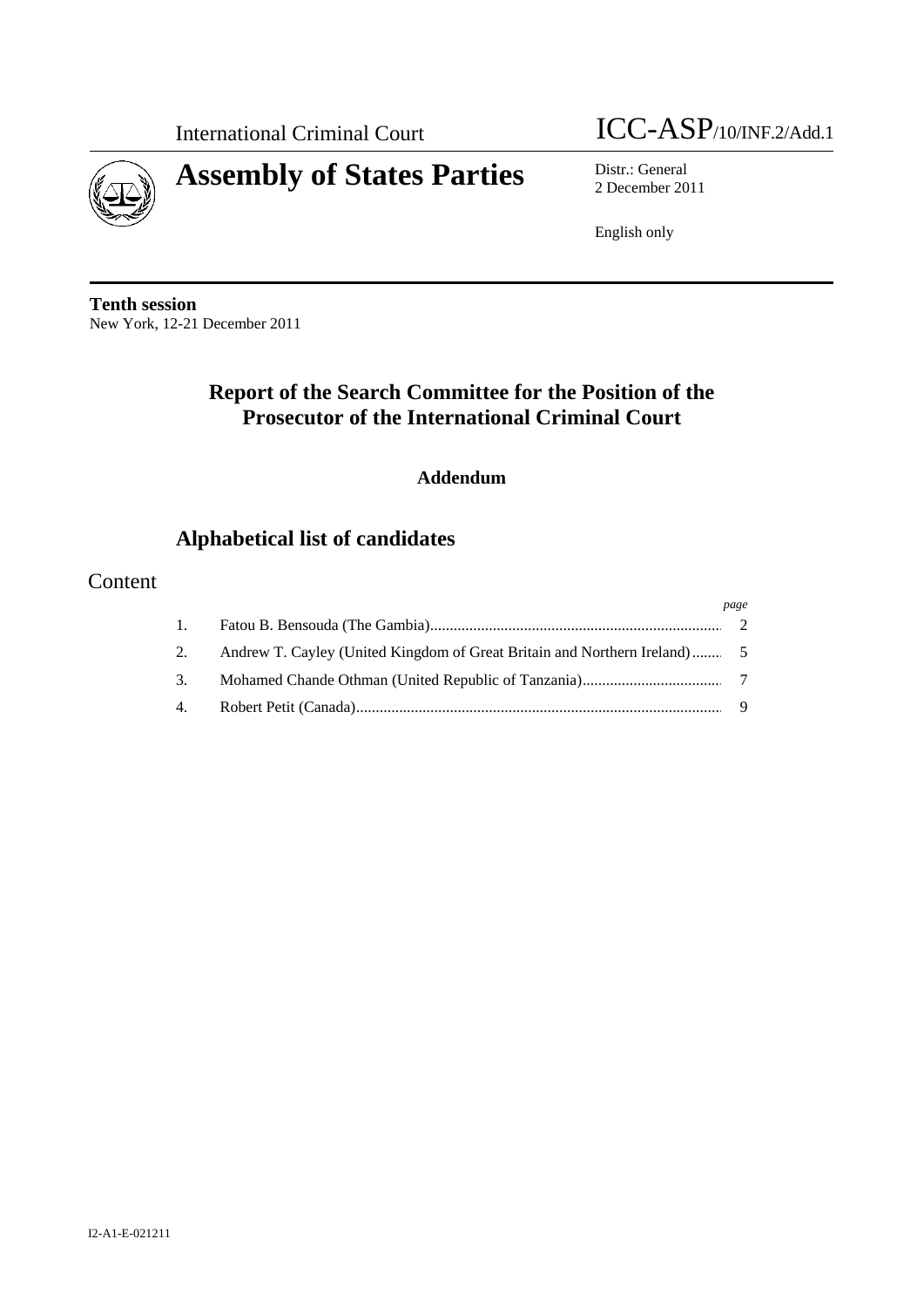International Criminal Court ICC-ASP/10/INF.2/Add.1

# Assembly of States Parties

Distr.: General
2 December 2011

English only

**Tenth session**
New York, 12-21 December 2011

## Report of the Search Committee for the Position of the Prosecutor of the International Criminal Court

### Addendum

## Alphabetical list of candidates

## Content

| | | *page* |
|---|---|---|
| 1. | Fatou B. Bensouda (The Gambia) | 2 |
| 2. | Andrew T. Cayley (United Kingdom of Great Britain and Northern Ireland) | 5 |
| 3. | Mohamed Chande Othman (United Republic of Tanzania) | 7 |
| 4. | Robert Petit (Canada) | 9 |

I2-A1-E-021211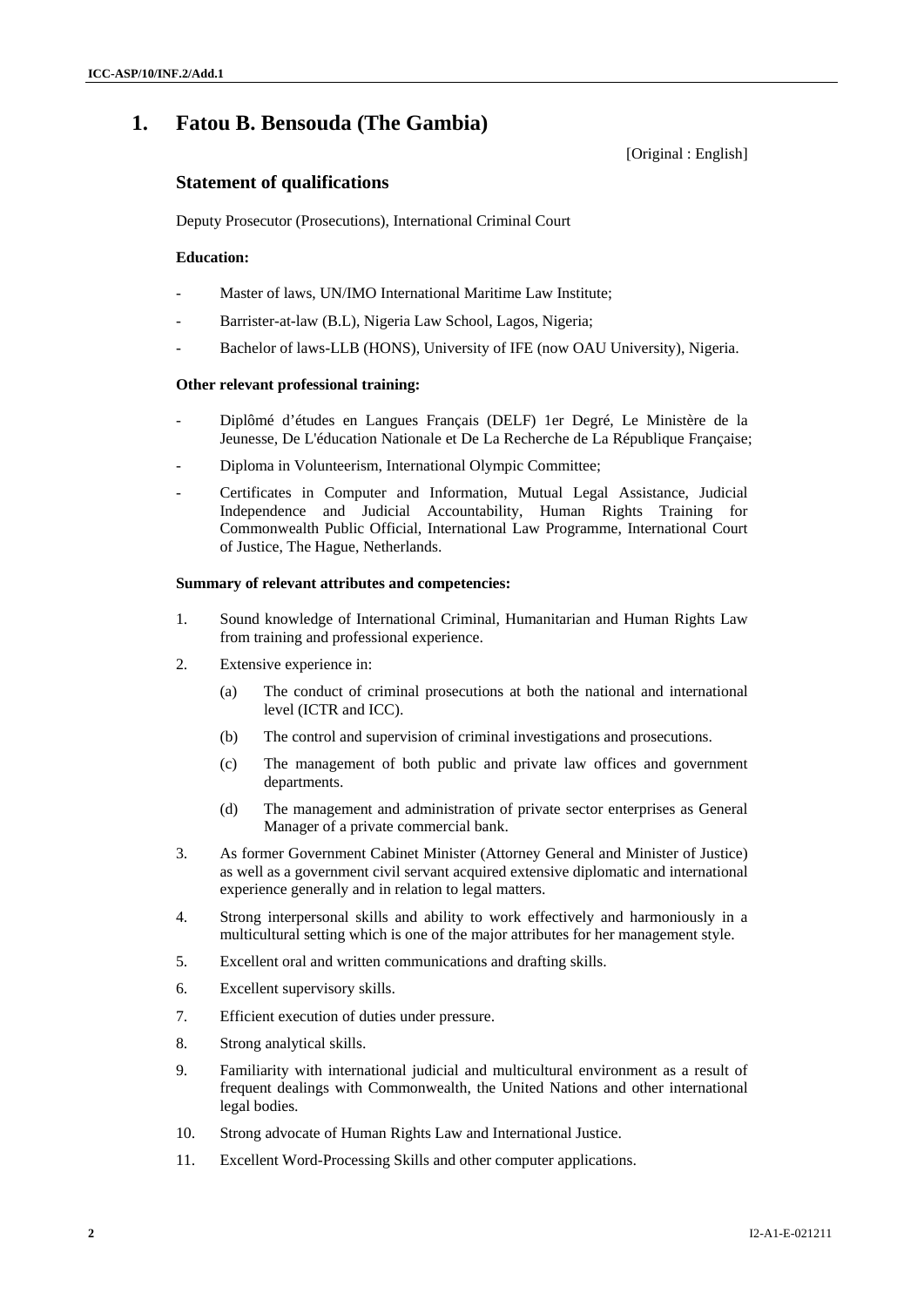# 1. Fatou B. Bensouda (The Gambia)

[Original : English]

## Statement of qualifications

Deputy Prosecutor (Prosecutions), International Criminal Court

**Education:**

- Master of laws, UN/IMO International Maritime Law Institute;
- Barrister-at-law (B.L), Nigeria Law School, Lagos, Nigeria;
- Bachelor of laws-LLB (HONS), University of IFE (now OAU University), Nigeria.

**Other relevant professional training:**

- Diplômé d'études en Langues Français (DELF) 1er Degré, Le Ministère de la Jeunesse, De L'éducation Nationale et De La Recherche de La République Française;
- Diploma in Volunteerism, International Olympic Committee;
- Certificates in Computer and Information, Mutual Legal Assistance, Judicial Independence and Judicial Accountability, Human Rights Training for Commonwealth Public Official, International Law Programme, International Court of Justice, The Hague, Netherlands.

**Summary of relevant attributes and competencies:**

1. Sound knowledge of International Criminal, Humanitarian and Human Rights Law from training and professional experience.
2. Extensive experience in:
   (a) The conduct of criminal prosecutions at both the national and international level (ICTR and ICC).
   (b) The control and supervision of criminal investigations and prosecutions.
   (c) The management of both public and private law offices and government departments.
   (d) The management and administration of private sector enterprises as General Manager of a private commercial bank.
3. As former Government Cabinet Minister (Attorney General and Minister of Justice) as well as a government civil servant acquired extensive diplomatic and international experience generally and in relation to legal matters.
4. Strong interpersonal skills and ability to work effectively and harmoniously in a multicultural setting which is one of the major attributes for her management style.
5. Excellent oral and written communications and drafting skills.
6. Excellent supervisory skills.
7. Efficient execution of duties under pressure.
8. Strong analytical skills.
9. Familiarity with international judicial and multicultural environment as a result of frequent dealings with Commonwealth, the United Nations and other international legal bodies.
10. Strong advocate of Human Rights Law and International Justice.
11. Excellent Word-Processing Skills and other computer applications.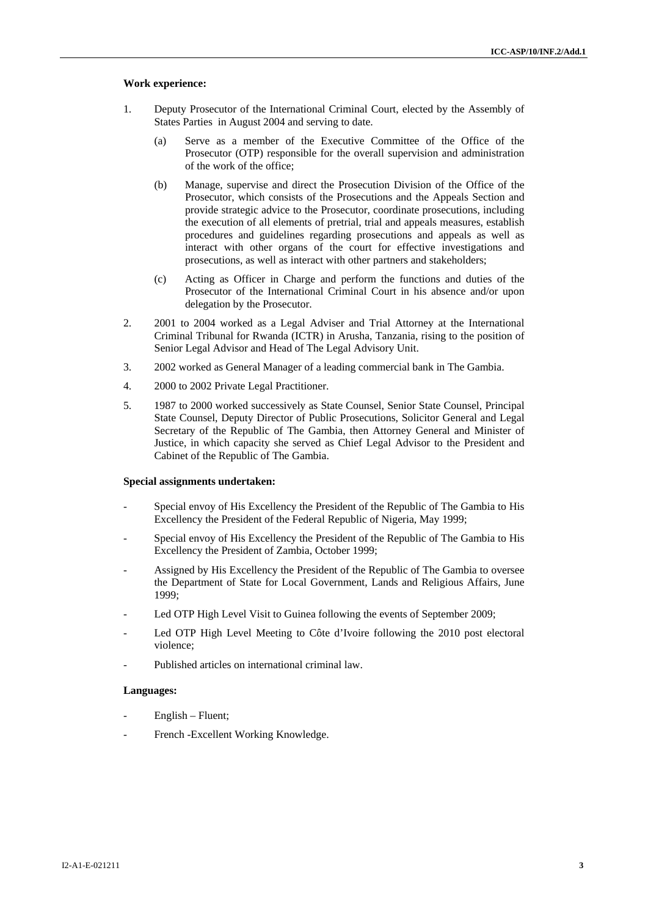**Work experience:**

1. Deputy Prosecutor of the International Criminal Court, elected by the Assembly of States Parties in August 2004 and serving to date.

   (a) Serve as a member of the Executive Committee of the Office of the Prosecutor (OTP) responsible for the overall supervision and administration of the work of the office;

   (b) Manage, supervise and direct the Prosecution Division of the Office of the Prosecutor, which consists of the Prosecutions and the Appeals Section and provide strategic advice to the Prosecutor, coordinate prosecutions, including the execution of all elements of pretrial, trial and appeals measures, establish procedures and guidelines regarding prosecutions and appeals as well as interact with other organs of the court for effective investigations and prosecutions, as well as interact with other partners and stakeholders;

   (c) Acting as Officer in Charge and perform the functions and duties of the Prosecutor of the International Criminal Court in his absence and/or upon delegation by the Prosecutor.

2. 2001 to 2004 worked as a Legal Adviser and Trial Attorney at the International Criminal Tribunal for Rwanda (ICTR) in Arusha, Tanzania, rising to the position of Senior Legal Advisor and Head of The Legal Advisory Unit.

3. 2002 worked as General Manager of a leading commercial bank in The Gambia.

4. 2000 to 2002 Private Legal Practitioner.

5. 1987 to 2000 worked successively as State Counsel, Senior State Counsel, Principal State Counsel, Deputy Director of Public Prosecutions, Solicitor General and Legal Secretary of the Republic of The Gambia, then Attorney General and Minister of Justice, in which capacity she served as Chief Legal Advisor to the President and Cabinet of the Republic of The Gambia.

**Special assignments undertaken:**

- Special envoy of His Excellency the President of the Republic of The Gambia to His Excellency the President of the Federal Republic of Nigeria, May 1999;
- Special envoy of His Excellency the President of the Republic of The Gambia to His Excellency the President of Zambia, October 1999;
- Assigned by His Excellency the President of the Republic of The Gambia to oversee the Department of State for Local Government, Lands and Religious Affairs, June 1999;
- Led OTP High Level Visit to Guinea following the events of September 2009;
- Led OTP High Level Meeting to Côte d'Ivoire following the 2010 post electoral violence;
- Published articles on international criminal law.

**Languages:**

- English – Fluent;
- French -Excellent Working Knowledge.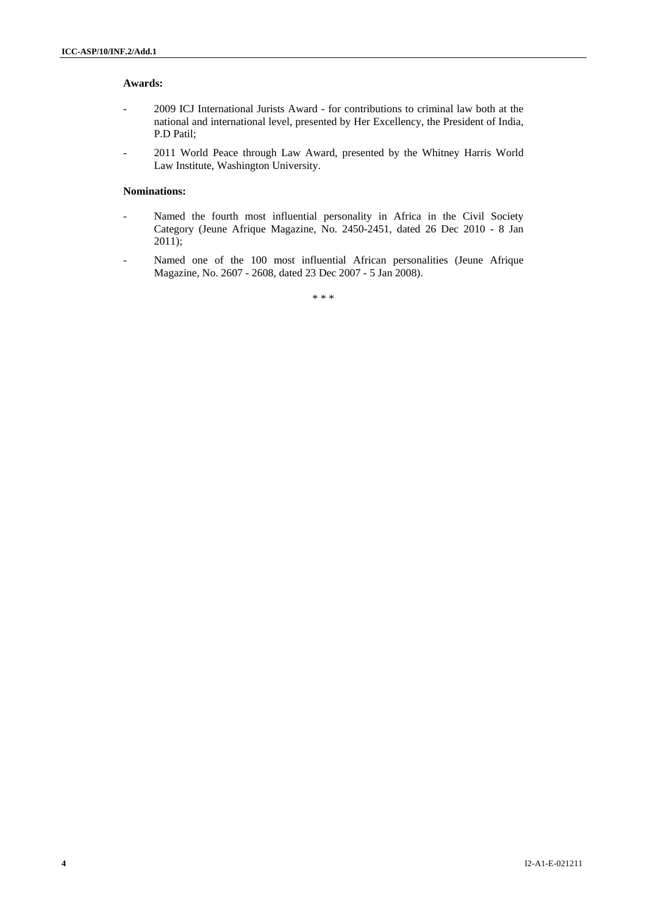**Awards:**

- 2009 ICJ International Jurists Award - for contributions to criminal law both at the national and international level, presented by Her Excellency, the President of India, P.D Patil;
- 2011 World Peace through Law Award, presented by the Whitney Harris World Law Institute, Washington University.

**Nominations:**

- Named the fourth most influential personality in Africa in the Civil Society Category (Jeune Afrique Magazine, No. 2450-2451, dated 26 Dec 2010 - 8 Jan 2011);
- Named one of the 100 most influential African personalities (Jeune Afrique Magazine, No. 2607 - 2608, dated 23 Dec 2007 - 5 Jan 2008).

\* \* \*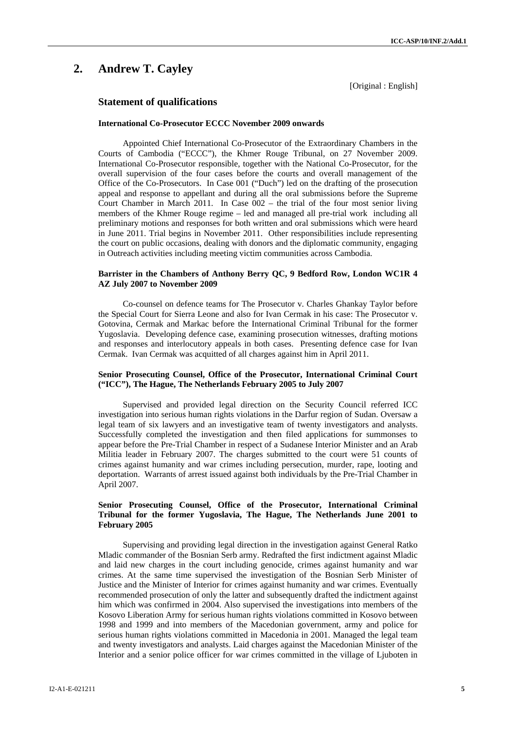## 2. Andrew T. Cayley

[Original : English]

### Statement of qualifications

**International Co-Prosecutor ECCC November 2009 onwards**

Appointed Chief International Co-Prosecutor of the Extraordinary Chambers in the Courts of Cambodia ("ECCC"), the Khmer Rouge Tribunal, on 27 November 2009. International Co-Prosecutor responsible, together with the National Co-Prosecutor, for the overall supervision of the four cases before the courts and overall management of the Office of the Co-Prosecutors. In Case 001 ("Duch") led on the drafting of the prosecution appeal and response to appellant and during all the oral submissions before the Supreme Court Chamber in March 2011. In Case 002 – the trial of the four most senior living members of the Khmer Rouge regime – led and managed all pre-trial work including all preliminary motions and responses for both written and oral submissions which were heard in June 2011. Trial begins in November 2011. Other responsibilities include representing the court on public occasions, dealing with donors and the diplomatic community, engaging in Outreach activities including meeting victim communities across Cambodia.

**Barrister in the Chambers of Anthony Berry QC, 9 Bedford Row, London WC1R 4 AZ July 2007 to November 2009**

Co-counsel on defence teams for The Prosecutor v. Charles Ghankay Taylor before the Special Court for Sierra Leone and also for Ivan Cermak in his case: The Prosecutor v. Gotovina, Cermak and Markac before the International Criminal Tribunal for the former Yugoslavia. Developing defence case, examining prosecution witnesses, drafting motions and responses and interlocutory appeals in both cases. Presenting defence case for Ivan Cermak. Ivan Cermak was acquitted of all charges against him in April 2011.

**Senior Prosecuting Counsel, Office of the Prosecutor, International Criminal Court ("ICC"), The Hague, The Netherlands February 2005 to July 2007**

Supervised and provided legal direction on the Security Council referred ICC investigation into serious human rights violations in the Darfur region of Sudan. Oversaw a legal team of six lawyers and an investigative team of twenty investigators and analysts. Successfully completed the investigation and then filed applications for summonses to appear before the Pre-Trial Chamber in respect of a Sudanese Interior Minister and an Arab Militia leader in February 2007. The charges submitted to the court were 51 counts of crimes against humanity and war crimes including persecution, murder, rape, looting and deportation. Warrants of arrest issued against both individuals by the Pre-Trial Chamber in April 2007.

**Senior Prosecuting Counsel, Office of the Prosecutor, International Criminal Tribunal for the former Yugoslavia, The Hague, The Netherlands June 2001 to February 2005**

Supervising and providing legal direction in the investigation against General Ratko Mladic commander of the Bosnian Serb army. Redrafted the first indictment against Mladic and laid new charges in the court including genocide, crimes against humanity and war crimes. At the same time supervised the investigation of the Bosnian Serb Minister of Justice and the Minister of Interior for crimes against humanity and war crimes. Eventually recommended prosecution of only the latter and subsequently drafted the indictment against him which was confirmed in 2004. Also supervised the investigations into members of the Kosovo Liberation Army for serious human rights violations committed in Kosovo between 1998 and 1999 and into members of the Macedonian government, army and police for serious human rights violations committed in Macedonia in 2001. Managed the legal team and twenty investigators and analysts. Laid charges against the Macedonian Minister of the Interior and a senior police officer for war crimes committed in the village of Ljuboten in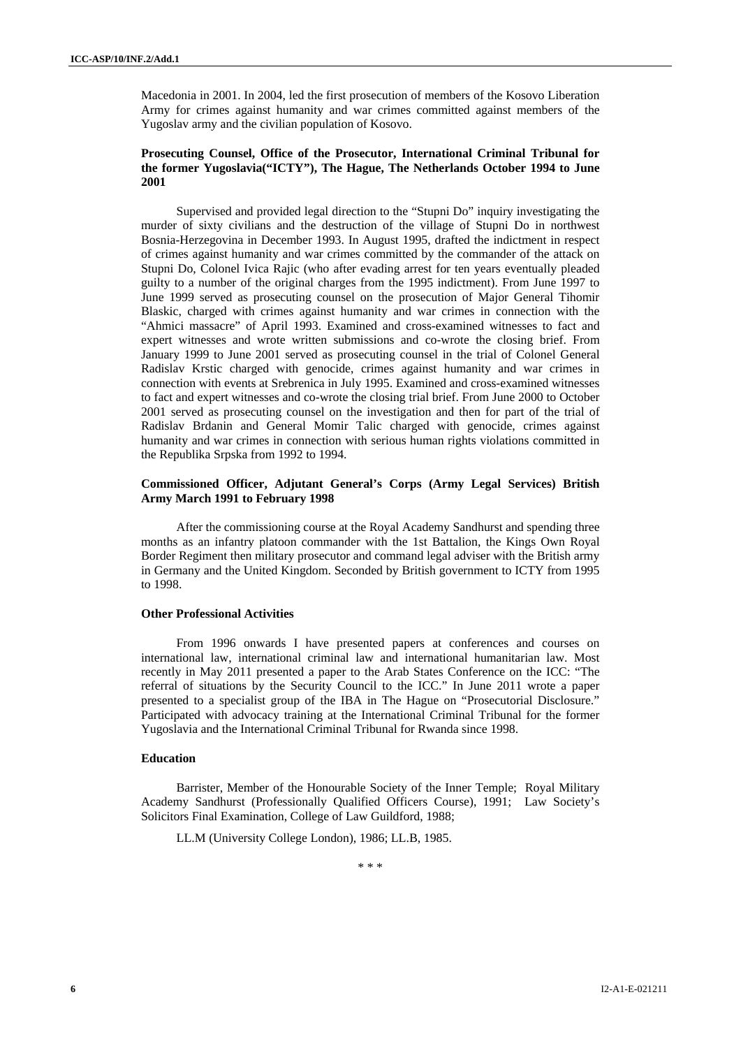Macedonia in 2001. In 2004, led the first prosecution of members of the Kosovo Liberation Army for crimes against humanity and war crimes committed against members of the Yugoslav army and the civilian population of Kosovo.

**Prosecuting Counsel, Office of the Prosecutor, International Criminal Tribunal for the former Yugoslavia("ICTY"), The Hague, The Netherlands October 1994 to June 2001**

Supervised and provided legal direction to the "Stupni Do" inquiry investigating the murder of sixty civilians and the destruction of the village of Stupni Do in northwest Bosnia-Herzegovina in December 1993. In August 1995, drafted the indictment in respect of crimes against humanity and war crimes committed by the commander of the attack on Stupni Do, Colonel Ivica Rajic (who after evading arrest for ten years eventually pleaded guilty to a number of the original charges from the 1995 indictment). From June 1997 to June 1999 served as prosecuting counsel on the prosecution of Major General Tihomir Blaskic, charged with crimes against humanity and war crimes in connection with the "Ahmici massacre" of April 1993. Examined and cross-examined witnesses to fact and expert witnesses and wrote written submissions and co-wrote the closing brief. From January 1999 to June 2001 served as prosecuting counsel in the trial of Colonel General Radislav Krstic charged with genocide, crimes against humanity and war crimes in connection with events at Srebrenica in July 1995. Examined and cross-examined witnesses to fact and expert witnesses and co-wrote the closing trial brief. From June 2000 to October 2001 served as prosecuting counsel on the investigation and then for part of the trial of Radislav Brdanin and General Momir Talic charged with genocide, crimes against humanity and war crimes in connection with serious human rights violations committed in the Republika Srpska from 1992 to 1994.

**Commissioned Officer, Adjutant General's Corps (Army Legal Services) British Army March 1991 to February 1998**

After the commissioning course at the Royal Academy Sandhurst and spending three months as an infantry platoon commander with the 1st Battalion, the Kings Own Royal Border Regiment then military prosecutor and command legal adviser with the British army in Germany and the United Kingdom. Seconded by British government to ICTY from 1995 to 1998.

**Other Professional Activities**

From 1996 onwards I have presented papers at conferences and courses on international law, international criminal law and international humanitarian law. Most recently in May 2011 presented a paper to the Arab States Conference on the ICC: "The referral of situations by the Security Council to the ICC." In June 2011 wrote a paper presented to a specialist group of the IBA in The Hague on "Prosecutorial Disclosure." Participated with advocacy training at the International Criminal Tribunal for the former Yugoslavia and the International Criminal Tribunal for Rwanda since 1998.

**Education**

Barrister, Member of the Honourable Society of the Inner Temple; Royal Military Academy Sandhurst (Professionally Qualified Officers Course), 1991; Law Society's Solicitors Final Examination, College of Law Guildford, 1988;

LL.M (University College London), 1986; LL.B, 1985.

\* \* \*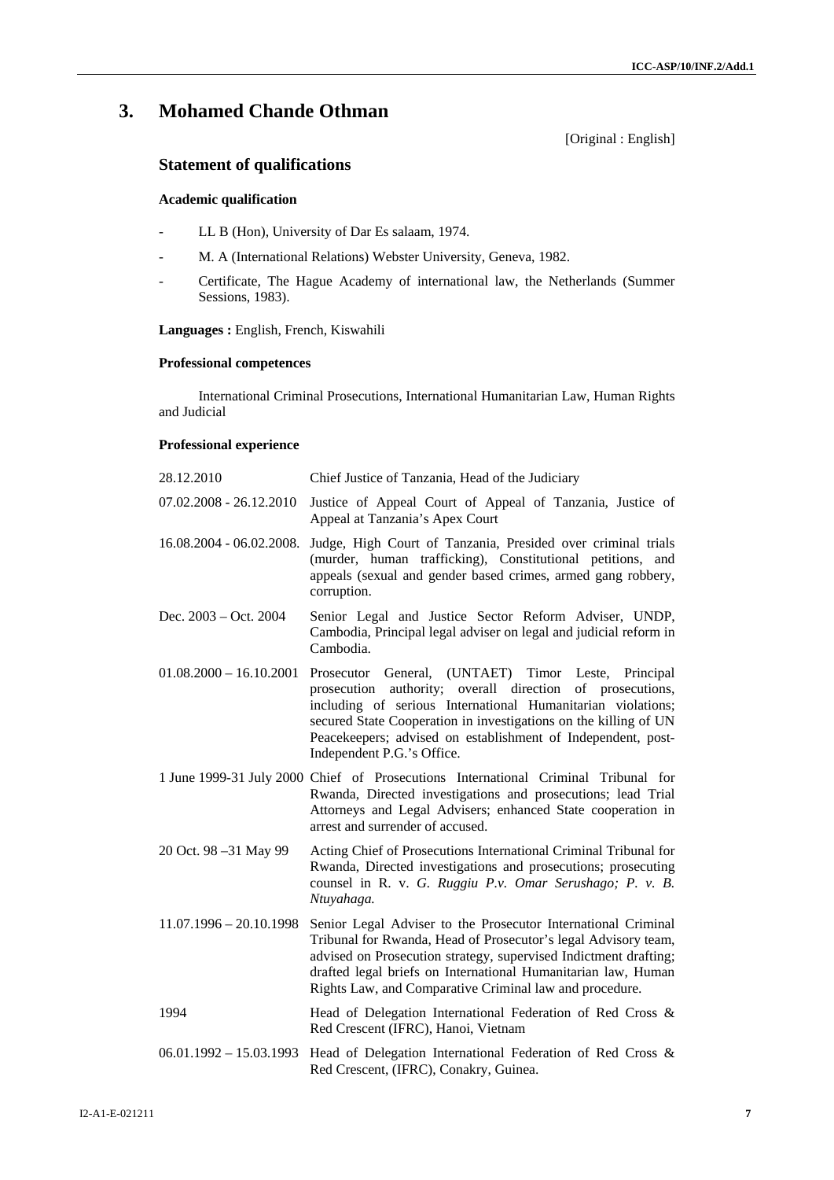## 3. Mohamed Chande Othman

[Original : English]

### Statement of qualifications

#### Academic qualification

- LL B (Hon), University of Dar Es salaam, 1974.
- M. A (International Relations) Webster University, Geneva, 1982.
- Certificate, The Hague Academy of international law, the Netherlands (Summer Sessions, 1983).

**Languages :** English, French, Kiswahili

#### Professional competences

International Criminal Prosecutions, International Humanitarian Law, Human Rights and Judicial

#### Professional experience

| | |
|---|---|
| 28.12.2010 | Chief Justice of Tanzania, Head of the Judiciary |
| 07.02.2008 - 26.12.2010 | Justice of Appeal Court of Appeal of Tanzania, Justice of Appeal at Tanzania's Apex Court |
| 16.08.2004 - 06.02.2008. | Judge, High Court of Tanzania, Presided over criminal trials (murder, human trafficking), Constitutional petitions, and appeals (sexual and gender based crimes, armed gang robbery, corruption. |
| Dec. 2003 – Oct. 2004 | Senior Legal and Justice Sector Reform Adviser, UNDP, Cambodia, Principal legal adviser on legal and judicial reform in Cambodia. |
| 01.08.2000 – 16.10.2001 | Prosecutor General, (UNTAET) Timor Leste, Principal prosecution authority; overall direction of prosecutions, including of serious International Humanitarian violations; secured State Cooperation in investigations on the killing of UN Peacekeepers; advised on establishment of Independent, post-Independent P.G.'s Office. |
| 1 June 1999-31 July 2000 | Chief of Prosecutions International Criminal Tribunal for Rwanda, Directed investigations and prosecutions; lead Trial Attorneys and Legal Advisers; enhanced State cooperation in arrest and surrender of accused. |
| 20 Oct. 98 –31 May 99 | Acting Chief of Prosecutions International Criminal Tribunal for Rwanda, Directed investigations and prosecutions; prosecuting counsel in R. v. *G. Ruggiu P.v. Omar Serushago; P. v. B. Ntuyahaga.* |
| 11.07.1996 – 20.10.1998 | Senior Legal Adviser to the Prosecutor International Criminal Tribunal for Rwanda, Head of Prosecutor's legal Advisory team, advised on Prosecution strategy, supervised Indictment drafting; drafted legal briefs on International Humanitarian law, Human Rights Law, and Comparative Criminal law and procedure. |
| 1994 | Head of Delegation International Federation of Red Cross & Red Crescent (IFRC), Hanoi, Vietnam |
| 06.01.1992 – 15.03.1993 | Head of Delegation International Federation of Red Cross & Red Crescent, (IFRC), Conakry, Guinea. |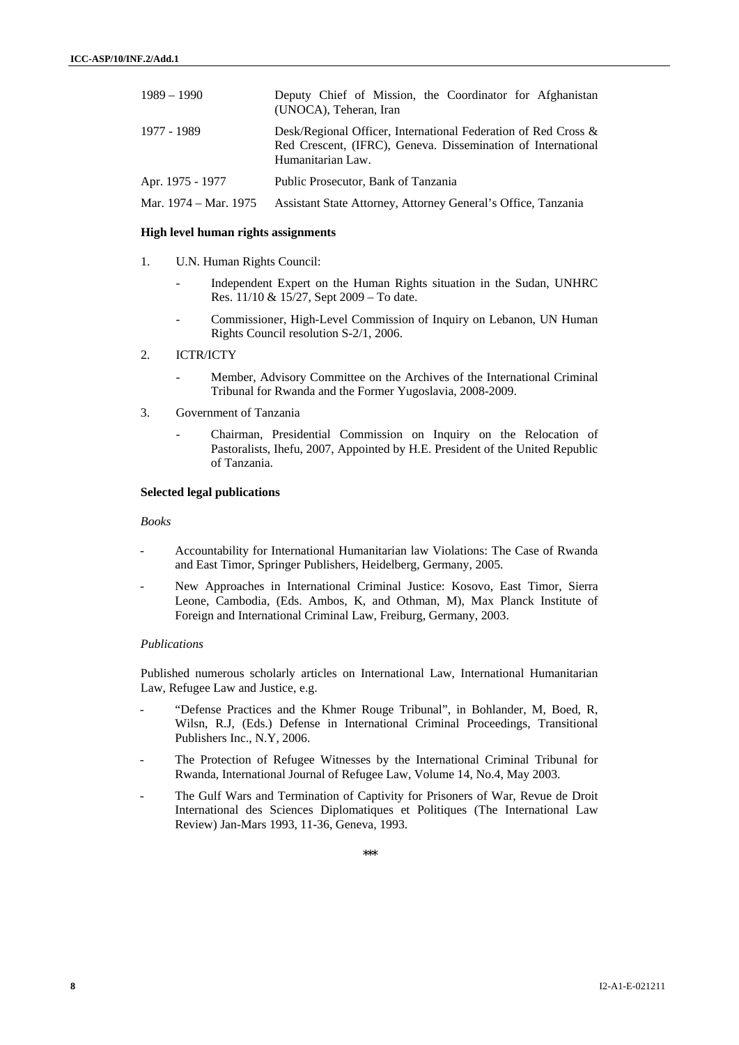| | |
|---|---|
| 1989 – 1990 | Deputy Chief of Mission, the Coordinator for Afghanistan (UNOCA), Teheran, Iran |
| 1977 - 1989 | Desk/Regional Officer, International Federation of Red Cross & Red Crescent, (IFRC), Geneva. Dissemination of International Humanitarian Law. |
| Apr. 1975 - 1977 | Public Prosecutor, Bank of Tanzania |
| Mar. 1974 – Mar. 1975 | Assistant State Attorney, Attorney General's Office, Tanzania |

**High level human rights assignments**

1. U.N. Human Rights Council:

    - Independent Expert on the Human Rights situation in the Sudan, UNHRC Res. 11/10 & 15/27, Sept 2009 – To date.

    - Commissioner, High-Level Commission of Inquiry on Lebanon, UN Human Rights Council resolution S-2/1, 2006.

2. ICTR/ICTY

    - Member, Advisory Committee on the Archives of the International Criminal Tribunal for Rwanda and the Former Yugoslavia, 2008-2009.

3. Government of Tanzania

    - Chairman, Presidential Commission on Inquiry on the Relocation of Pastoralists, Ihefu, 2007, Appointed by H.E. President of the United Republic of Tanzania.

**Selected legal publications**

*Books*

- Accountability for International Humanitarian law Violations: The Case of Rwanda and East Timor, Springer Publishers, Heidelberg, Germany, 2005.

- New Approaches in International Criminal Justice: Kosovo, East Timor, Sierra Leone, Cambodia, (Eds. Ambos, K, and Othman, M), Max Planck Institute of Foreign and International Criminal Law, Freiburg, Germany, 2003.

*Publications*

Published numerous scholarly articles on International Law, International Humanitarian Law, Refugee Law and Justice, e.g.

- "Defense Practices and the Khmer Rouge Tribunal", in Bohlander, M, Boed, R, Wilsn, R.J, (Eds.) Defense in International Criminal Proceedings, Transitional Publishers Inc., N.Y, 2006.

- The Protection of Refugee Witnesses by the International Criminal Tribunal for Rwanda, International Journal of Refugee Law, Volume 14, No.4, May 2003.

- The Gulf Wars and Termination of Captivity for Prisoners of War, Revue de Droit International des Sciences Diplomatiques et Politiques (The International Law Review) Jan-Mars 1993, 11-36, Geneva, 1993.

***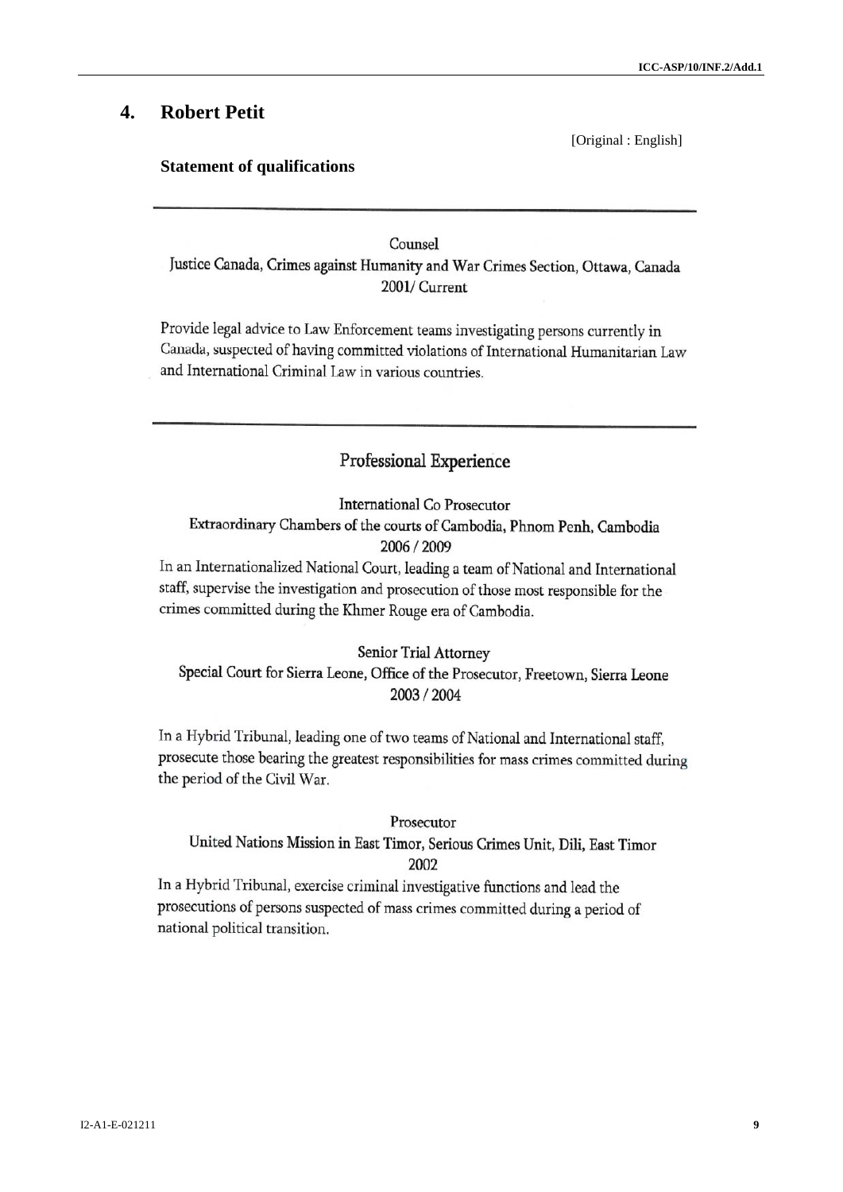## 4. Robert Petit

[Original : English]

### Statement of qualifications

---

Counsel

Justice Canada, Crimes against Humanity and War Crimes Section, Ottawa, Canada

2001/ Current

Provide legal advice to Law Enforcement teams investigating persons currently in Canada, suspected of having committed violations of International Humanitarian Law and International Criminal Law in various countries.

---

### Professional Experience

International Co Prosecutor

Extraordinary Chambers of the courts of Cambodia, Phnom Penh, Cambodia

2006 / 2009

In an Internationalized National Court, leading a team of National and International staff, supervise the investigation and prosecution of those most responsible for the crimes committed during the Khmer Rouge era of Cambodia.

Senior Trial Attorney

Special Court for Sierra Leone, Office of the Prosecutor, Freetown, Sierra Leone

2003 / 2004

In a Hybrid Tribunal, leading one of two teams of National and International staff, prosecute those bearing the greatest responsibilities for mass crimes committed during the period of the Civil War.

Prosecutor

United Nations Mission in East Timor, Serious Crimes Unit, Dili, East Timor

2002

In a Hybrid Tribunal, exercise criminal investigative functions and lead the prosecutions of persons suspected of mass crimes committed during a period of national political transition.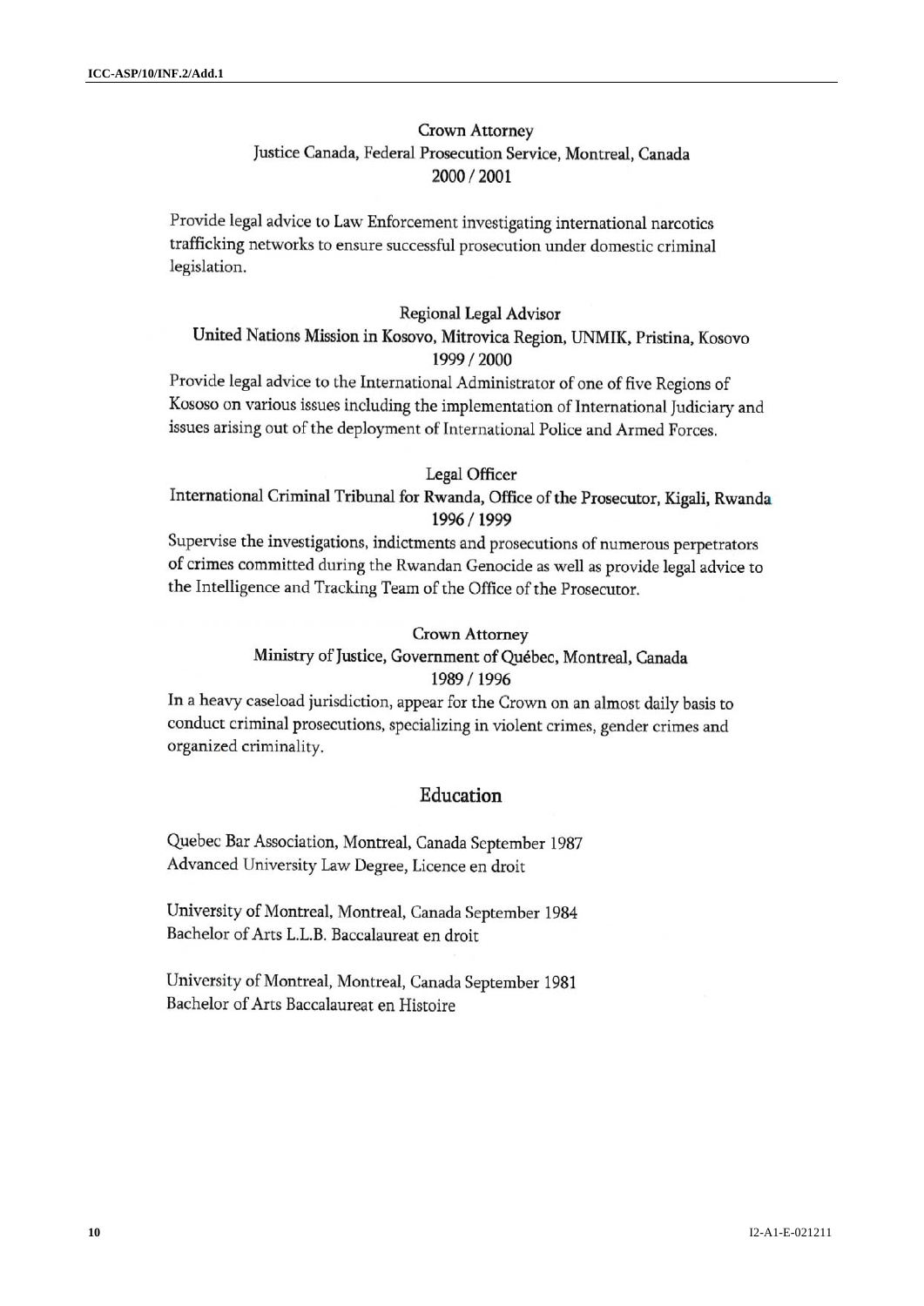**Crown Attorney**
**Justice Canada, Federal Prosecution Service, Montreal, Canada**
**2000 / 2001**

Provide legal advice to Law Enforcement investigating international narcotics trafficking networks to ensure successful prosecution under domestic criminal legislation.

**Regional Legal Advisor**
**United Nations Mission in Kosovo, Mitrovica Region, UNMIK, Pristina, Kosovo**
**1999 / 2000**

Provide legal advice to the International Administrator of one of five Regions of Kososo on various issues including the implementation of International Judiciary and issues arising out of the deployment of International Police and Armed Forces.

**Legal Officer**
**International Criminal Tribunal for Rwanda, Office of the Prosecutor, Kigali, Rwanda**
**1996 / 1999**

Supervise the investigations, indictments and prosecutions of numerous perpetrators of crimes committed during the Rwandan Genocide as well as provide legal advice to the Intelligence and Tracking Team of the Office of the Prosecutor.

**Crown Attorney**
**Ministry of Justice, Government of Québec, Montreal, Canada**
**1989 / 1996**

In a heavy caseload jurisdiction, appear for the Crown on an almost daily basis to conduct criminal prosecutions, specializing in violent crimes, gender crimes and organized criminality.

## Education

Quebec Bar Association, Montreal, Canada September 1987
Advanced University Law Degree, Licence en droit

University of Montreal, Montreal, Canada September 1984
Bachelor of Arts L.L.B. Baccalaureat en droit

University of Montreal, Montreal, Canada September 1981
Bachelor of Arts Baccalaureat en Histoire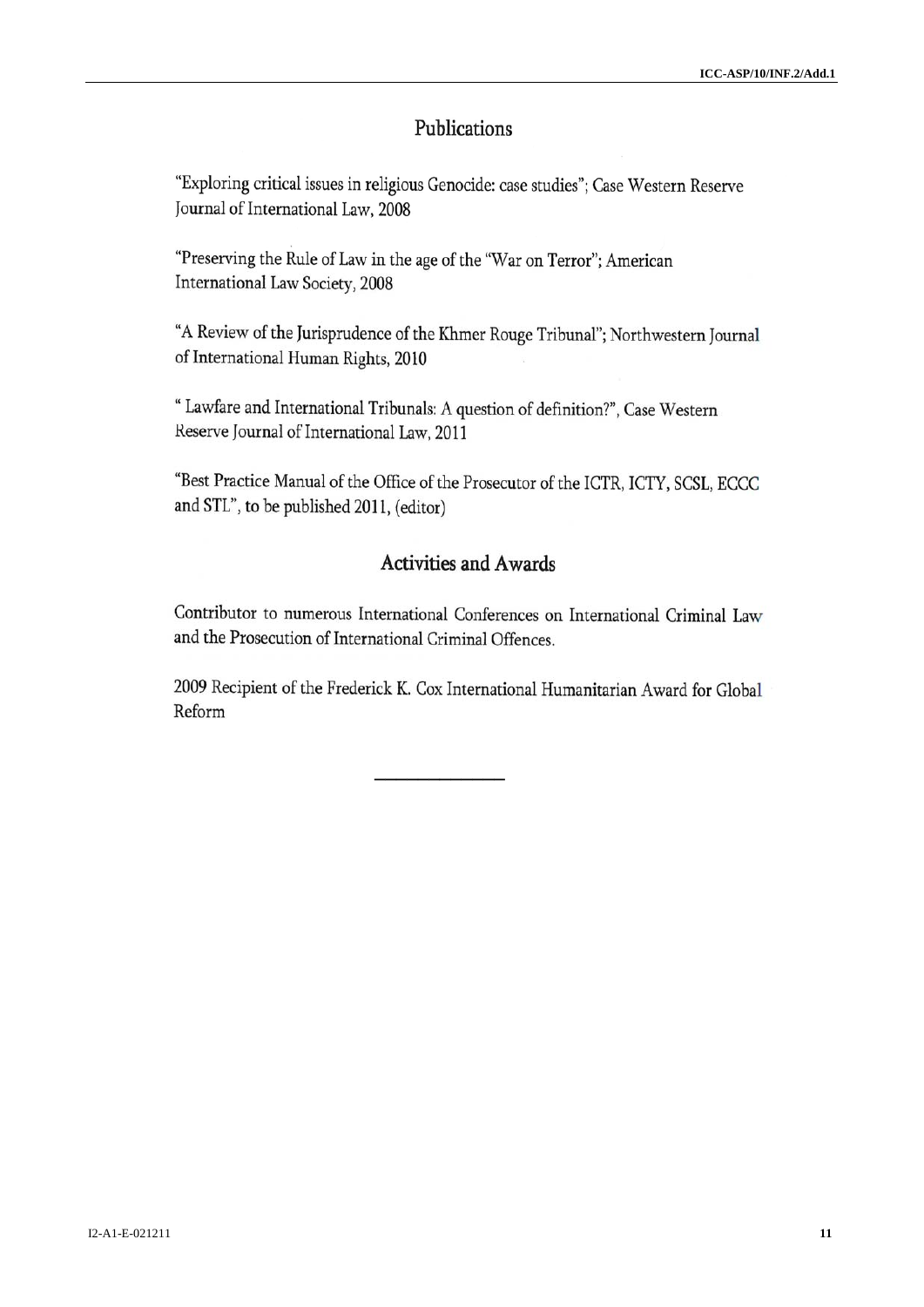## Publications

"Exploring critical issues in religious Genocide: case studies"; Case Western Reserve Journal of International Law, 2008

"Preserving the Rule of Law in the age of the "War on Terror"; American International Law Society, 2008

"A Review of the Jurisprudence of the Khmer Rouge Tribunal"; Northwestern Journal of International Human Rights, 2010

" Lawfare and International Tribunals: A question of definition?", Case Western Reserve Journal of International Law, 2011

"Best Practice Manual of the Office of the Prosecutor of the ICTR, ICTY, SCSL, ECCC and STL", to be published 2011, (editor)

## Activities and Awards

Contributor to numerous International Conferences on International Criminal Law and the Prosecution of International Criminal Offences.

2009 Recipient of the Frederick K. Cox International Humanitarian Award for Global Reform

---